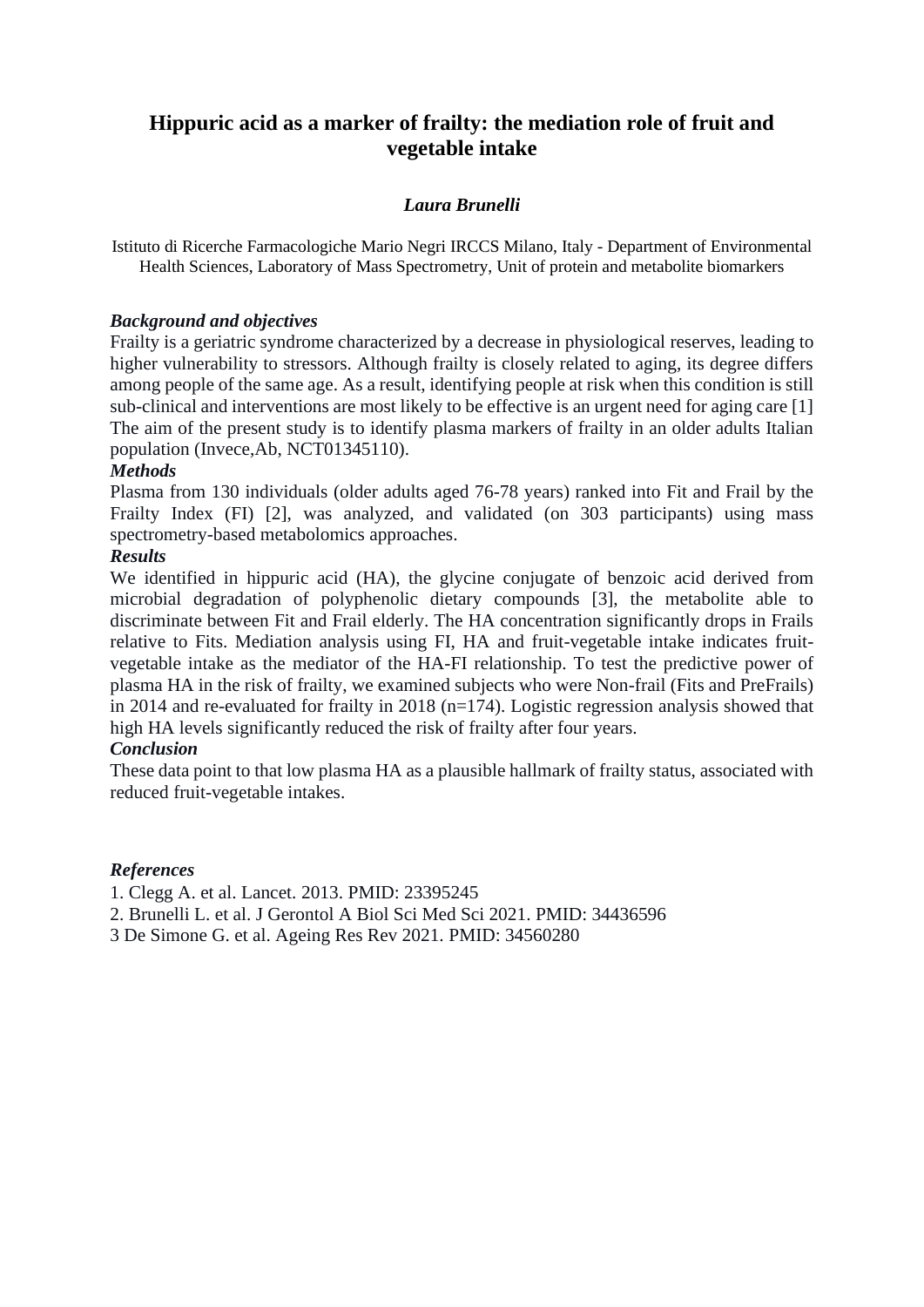# Hippuric acid as a marker of frailty: the mediation role of fruit and vegetable intake

***Laura Brunelli***

Istituto di Ricerche Farmacologiche Mario Negri IRCCS Milano, Italy - Department of Environmental Health Sciences, Laboratory of Mass Spectrometry, Unit of protein and metabolite biomarkers

***Background and objectives***

Frailty is a geriatric syndrome characterized by a decrease in physiological reserves, leading to higher vulnerability to stressors. Although frailty is closely related to aging, its degree differs among people of the same age. As a result, identifying people at risk when this condition is still sub-clinical and interventions are most likely to be effective is an urgent need for aging care [1] The aim of the present study is to identify plasma markers of frailty in an older adults Italian population (Invece,Ab, NCT01345110).

***Methods***

Plasma from 130 individuals (older adults aged 76-78 years) ranked into Fit and Frail by the Frailty Index (FI) [2], was analyzed, and validated (on 303 participants) using mass spectrometry-based metabolomics approaches.

***Results***

We identified in hippuric acid (HA), the glycine conjugate of benzoic acid derived from microbial degradation of polyphenolic dietary compounds [3], the metabolite able to discriminate between Fit and Frail elderly. The HA concentration significantly drops in Frails relative to Fits. Mediation analysis using FI, HA and fruit-vegetable intake indicates fruit-vegetable intake as the mediator of the HA-FI relationship. To test the predictive power of plasma HA in the risk of frailty, we examined subjects who were Non-frail (Fits and PreFrails) in 2014 and re-evaluated for frailty in 2018 (n=174). Logistic regression analysis showed that high HA levels significantly reduced the risk of frailty after four years.

***Conclusion***

These data point to that low plasma HA as a plausible hallmark of frailty status, associated with reduced fruit-vegetable intakes.

***References***

1. Clegg A. et al. Lancet. 2013. PMID: 23395245
2. Brunelli L. et al. J Gerontol A Biol Sci Med Sci 2021. PMID: 34436596
3 De Simone G. et al. Ageing Res Rev 2021. PMID: 34560280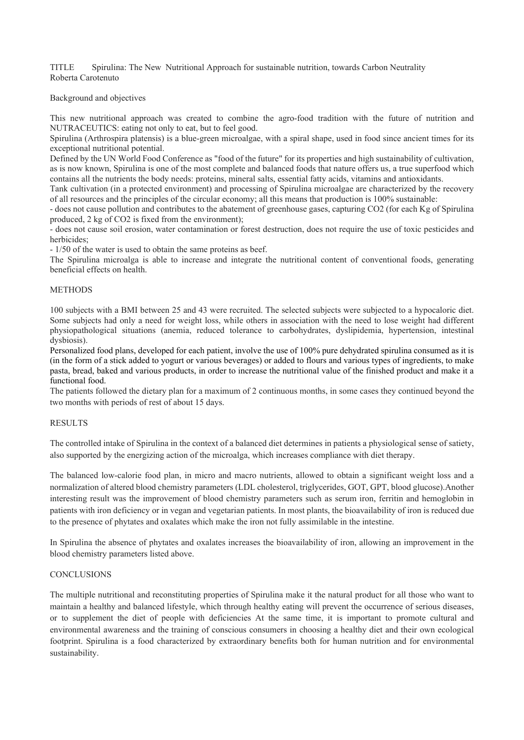TITLE Spirulina: The New Nutritional Approach for sustainable nutrition, towards Carbon Neutrality
Roberta Carotenuto

## Background and objectives

This new nutritional approach was created to combine the agro-food tradition with the future of nutrition and NUTRACEUTICS: eating not only to eat, but to feel good.
Spirulina (Arthrospira platensis) is a blue-green microalgae, with a spiral shape, used in food since ancient times for its exceptional nutritional potential.
Defined by the UN World Food Conference as "food of the future" for its properties and high sustainability of cultivation, as is now known, Spirulina is one of the most complete and balanced foods that nature offers us, a true superfood which contains all the nutrients the body needs: proteins, mineral salts, essential fatty acids, vitamins and antioxidants.
Tank cultivation (in a protected environment) and processing of Spirulina microalgae are characterized by the recovery of all resources and the principles of the circular economy; all this means that production is 100% sustainable:

- does not cause pollution and contributes to the abatement of greenhouse gases, capturing $CO_2$ (for each Kg of Spirulina produced, 2 kg of $CO_2$ is fixed from the environment);
- does not cause soil erosion, water contamination or forest destruction, does not require the use of toxic pesticides and herbicides;
- 1/50 of the water is used to obtain the same proteins as beef.

The Spirulina microalga is able to increase and integrate the nutritional content of conventional foods, generating beneficial effects on health.

## METHODS

100 subjects with a BMI between 25 and 43 were recruited. The selected subjects were subjected to a hypocaloric diet. Some subjects had only a need for weight loss, while others in association with the need to lose weight had different physiopathological situations (anemia, reduced tolerance to carbohydrates, dyslipidemia, hypertension, intestinal dysbiosis).
Personalized food plans, developed for each patient, involve the use of 100% pure dehydrated spirulina consumed as it is (in the form of a stick added to yogurt or various beverages) or added to flours and various types of ingredients, to make pasta, bread, baked and various products, in order to increase the nutritional value of the finished product and make it a functional food.
The patients followed the dietary plan for a maximum of 2 continuous months, in some cases they continued beyond the two months with periods of rest of about 15 days.

## RESULTS

The controlled intake of Spirulina in the context of a balanced diet determines in patients a physiological sense of satiety, also supported by the energizing action of the microalga, which increases compliance with diet therapy.

The balanced low-calorie food plan, in micro and macro nutrients, allowed to obtain a significant weight loss and a normalization of altered blood chemistry parameters (LDL cholesterol, triglycerides, GOT, GPT, blood glucose).Another interesting result was the improvement of blood chemistry parameters such as serum iron, ferritin and hemoglobin in patients with iron deficiency or in vegan and vegetarian patients. In most plants, the bioavailability of iron is reduced due to the presence of phytates and oxalates which make the iron not fully assimilable in the intestine.

In Spirulina the absence of phytates and oxalates increases the bioavailability of iron, allowing an improvement in the blood chemistry parameters listed above.

## CONCLUSIONS

The multiple nutritional and reconstituting properties of Spirulina make it the natural product for all those who want to maintain a healthy and balanced lifestyle, which through healthy eating will prevent the occurrence of serious diseases, or to supplement the diet of people with deficiencies At the same time, it is important to promote cultural and environmental awareness and the training of conscious consumers in choosing a healthy diet and their own ecological footprint. Spirulina is a food characterized by extraordinary benefits both for human nutrition and for environmental sustainability.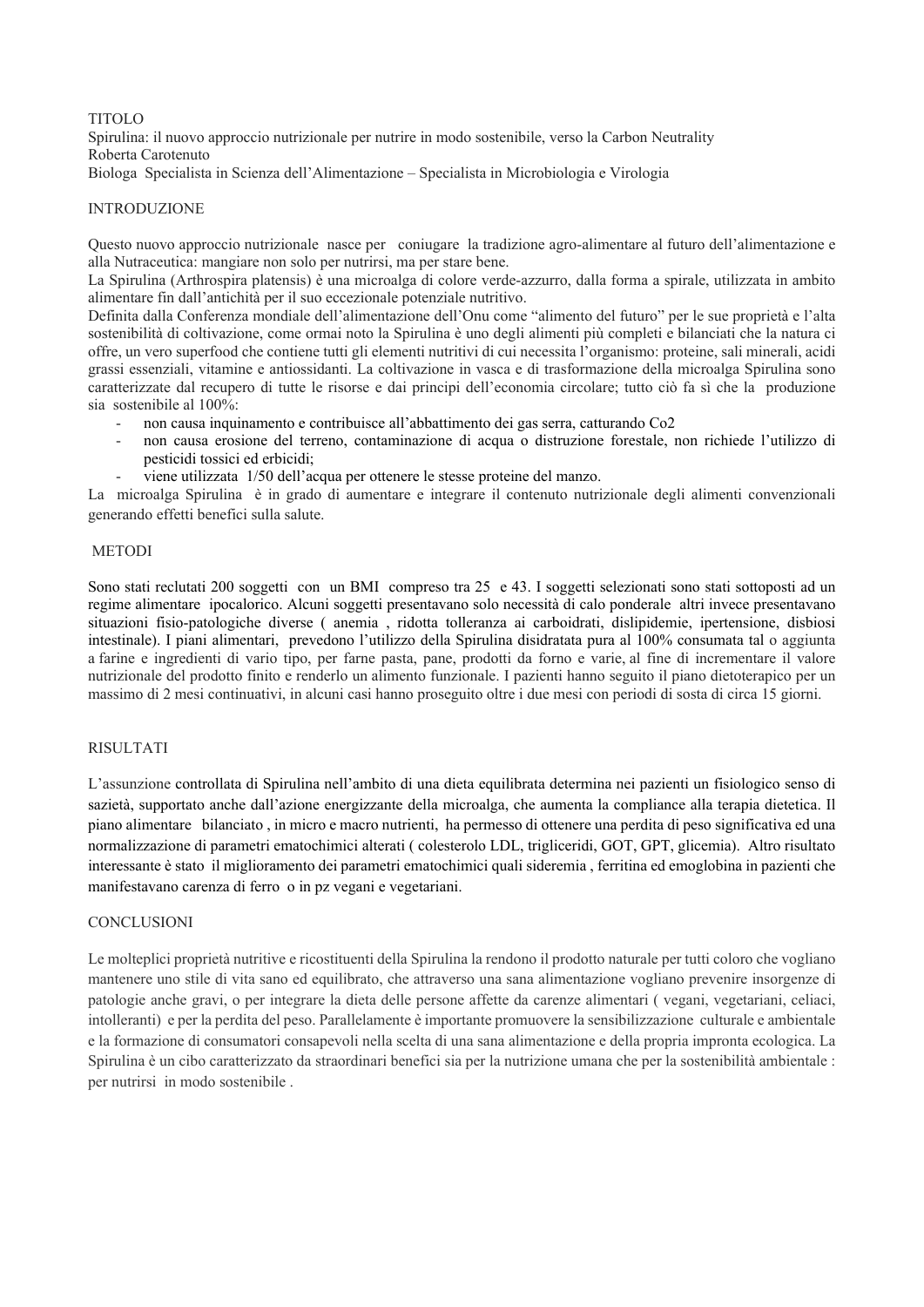## TITOLO

Spirulina: il nuovo approccio nutrizionale per nutrire in modo sostenibile, verso la Carbon Neutrality

Roberta Carotenuto

Biologa Specialista in Scienza dell'Alimentazione – Specialista in Microbiologia e Virologia

## INTRODUZIONE

Questo nuovo approccio nutrizionale nasce per coniugare la tradizione agro-alimentare al futuro dell'alimentazione e alla Nutraceutica: mangiare non solo per nutrirsi, ma per stare bene.

La Spirulina (Arthrospira platensis) è una microalga di colore verde-azzurro, dalla forma a spirale, utilizzata in ambito alimentare fin dall'antichità per il suo eccezionale potenziale nutritivo.

Definita dalla Conferenza mondiale dell'alimentazione dell'Onu come "alimento del futuro" per le sue proprietà e l'alta sostenibilità di coltivazione, come ormai noto la Spirulina è uno degli alimenti più completi e bilanciati che la natura ci offre, un vero superfood che contiene tutti gli elementi nutritivi di cui necessita l'organismo: proteine, sali minerali, acidi grassi essenziali, vitamine e antiossidanti. La coltivazione in vasca e di trasformazione della microalga Spirulina sono caratterizzate dal recupero di tutte le risorse e dai principi dell'economia circolare; tutto ciò fa sì che la produzione sia sostenibile al 100%:

- non causa inquinamento e contribuisce all'abbattimento dei gas serra, catturando Co2
- non causa erosione del terreno, contaminazione di acqua o distruzione forestale, non richiede l'utilizzo di pesticidi tossici ed erbicidi;
- viene utilizzata 1/50 dell'acqua per ottenere le stesse proteine del manzo.

La microalga Spirulina è in grado di aumentare e integrare il contenuto nutrizionale degli alimenti convenzionali generando effetti benefici sulla salute.

## METODI

Sono stati reclutati 200 soggetti con un BMI compreso tra 25 e 43. I soggetti selezionati sono stati sottoposti ad un regime alimentare ipocalorico. Alcuni soggetti presentavano solo necessità di calo ponderale altri invece presentavano situazioni fisio-patologiche diverse ( anemia , ridotta tolleranza ai carboidrati, dislipidemie, ipertensione, disbiosi intestinale). I piani alimentari, prevedono l'utilizzo della Spirulina disidratata pura al 100% consumata tal o aggiunta a farine e ingredienti di vario tipo, per farne pasta, pane, prodotti da forno e varie, al fine di incrementare il valore nutrizionale del prodotto finito e renderlo un alimento funzionale. I pazienti hanno seguito il piano dietoterapico per un massimo di 2 mesi continuativi, in alcuni casi hanno proseguito oltre i due mesi con periodi di sosta di circa 15 giorni.

## RISULTATI

L'assunzione controllata di Spirulina nell'ambito di una dieta equilibrata determina nei pazienti un fisiologico senso di sazietà, supportato anche dall'azione energizzante della microalga, che aumenta la compliance alla terapia dietetica. Il piano alimentare bilanciato , in micro e macro nutrienti, ha permesso di ottenere una perdita di peso significativa ed una normalizzazione di parametri ematochimici alterati ( colesterolo LDL, trigliceridi, GOT, GPT, glicemia). Altro risultato interessante è stato il miglioramento dei parametri ematochimici quali sideremia , ferritina ed emoglobina in pazienti che manifestavano carenza di ferro o in pz vegani e vegetariani.

## CONCLUSIONI

Le molteplici proprietà nutritive e ricostituenti della Spirulina la rendono il prodotto naturale per tutti coloro che vogliano mantenere uno stile di vita sano ed equilibrato, che attraverso una sana alimentazione vogliano prevenire insorgenze di patologie anche gravi, o per integrare la dieta delle persone affette da carenze alimentari ( vegani, vegetariani, celiaci, intolleranti) e per la perdita del peso. Parallelamente è importante promuovere la sensibilizzazione culturale e ambientale e la formazione di consumatori consapevoli nella scelta di una sana alimentazione e della propria impronta ecologica. La Spirulina è un cibo caratterizzato da straordinari benefici sia per la nutrizione umana che per la sostenibilità ambientale : per nutrirsi in modo sostenibile .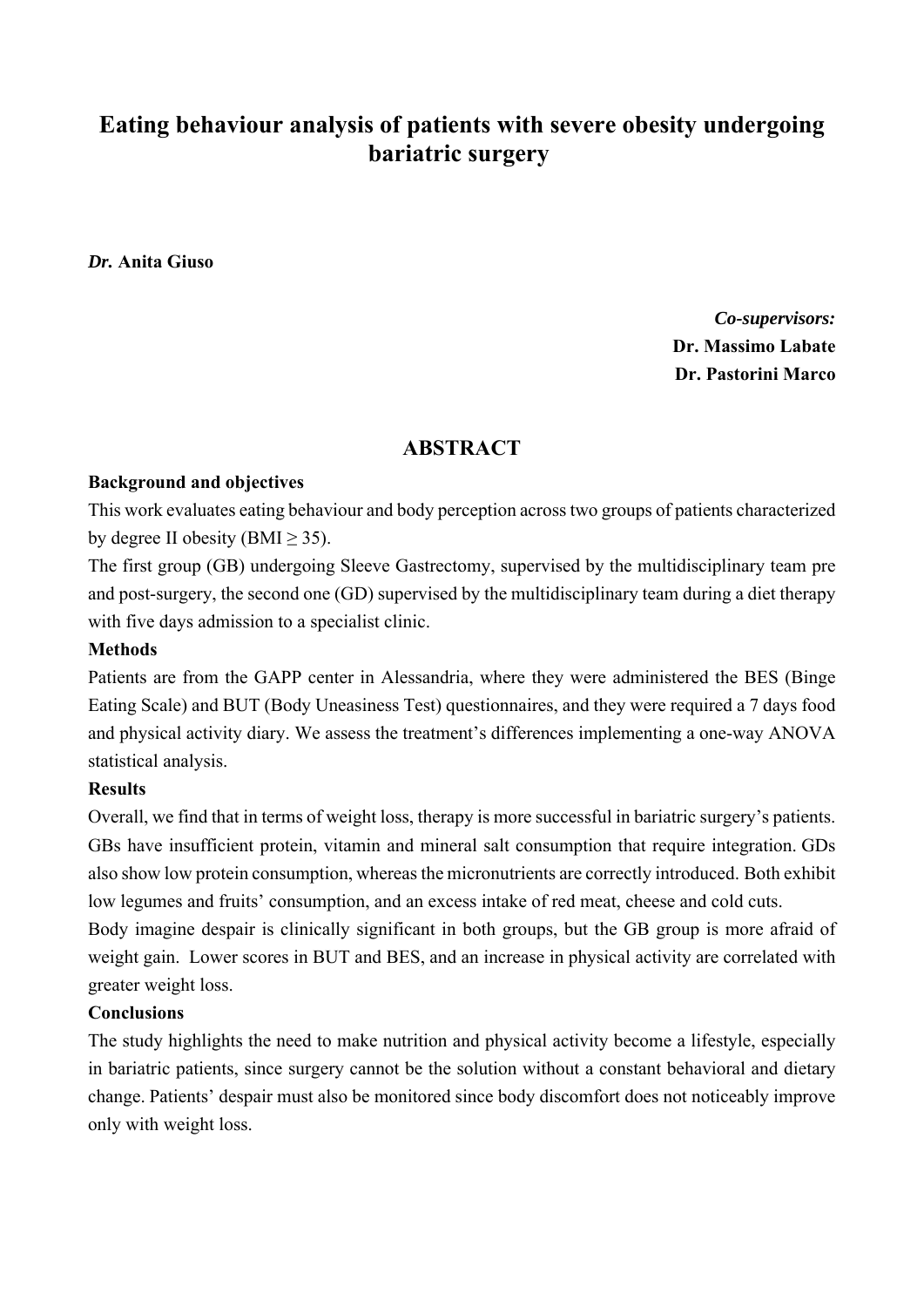# Eating behaviour analysis of patients with severe obesity undergoing bariatric surgery

***Dr.*** **Anita Giuso**

***Co-supervisors:***
**Dr. Massimo Labate**
**Dr. Pastorini Marco**

## ABSTRACT

**Background and objectives**

This work evaluates eating behaviour and body perception across two groups of patients characterized by degree II obesity (BMI ≥ 35).

The first group (GB) undergoing Sleeve Gastrectomy, supervised by the multidisciplinary team pre and post-surgery, the second one (GD) supervised by the multidisciplinary team during a diet therapy with five days admission to a specialist clinic.

**Methods**

Patients are from the GAPP center in Alessandria, where they were administered the BES (Binge Eating Scale) and BUT (Body Uneasiness Test) questionnaires, and they were required a 7 days food and physical activity diary. We assess the treatment's differences implementing a one-way ANOVA statistical analysis.

**Results**

Overall, we find that in terms of weight loss, therapy is more successful in bariatric surgery's patients. GBs have insufficient protein, vitamin and mineral salt consumption that require integration. GDs also show low protein consumption, whereas the micronutrients are correctly introduced. Both exhibit low legumes and fruits' consumption, and an excess intake of red meat, cheese and cold cuts.

Body imagine despair is clinically significant in both groups, but the GB group is more afraid of weight gain. Lower scores in BUT and BES, and an increase in physical activity are correlated with greater weight loss.

**Conclusions**

The study highlights the need to make nutrition and physical activity become a lifestyle, especially in bariatric patients, since surgery cannot be the solution without a constant behavioral and dietary change. Patients' despair must also be monitored since body discomfort does not noticeably improve only with weight loss.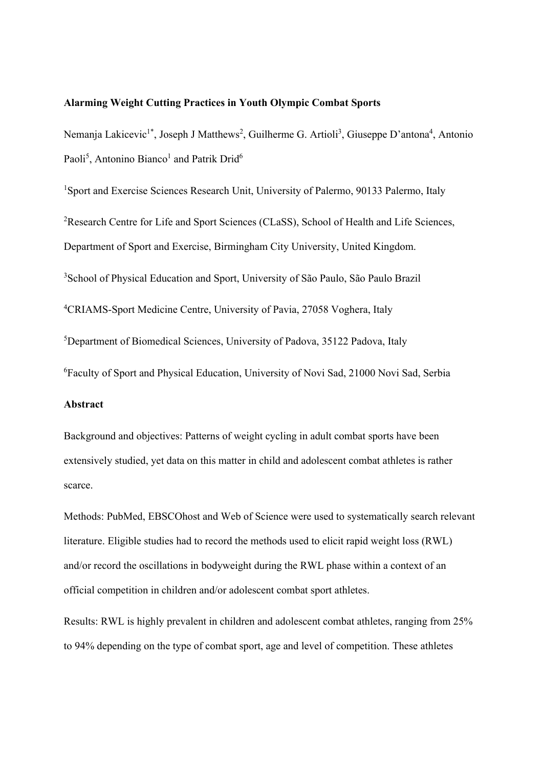**Alarming Weight Cutting Practices in Youth Olympic Combat Sports**

Nemanja Lakicevic[1*], Joseph J Matthews[2], Guilherme G. Artioli[3], Giuseppe D'antona[4], Antonio Paoli[5], Antonino Bianco[1] and Patrik Drid[6]

[1]Sport and Exercise Sciences Research Unit, University of Palermo, 90133 Palermo, Italy

[2]Research Centre for Life and Sport Sciences (CLaSS), School of Health and Life Sciences, Department of Sport and Exercise, Birmingham City University, United Kingdom.

[3]School of Physical Education and Sport, University of São Paulo, São Paulo Brazil

[4]CRIAMS-Sport Medicine Centre, University of Pavia, 27058 Voghera, Italy

[5]Department of Biomedical Sciences, University of Padova, 35122 Padova, Italy

[6]Faculty of Sport and Physical Education, University of Novi Sad, 21000 Novi Sad, Serbia

**Abstract**

Background and objectives: Patterns of weight cycling in adult combat sports have been extensively studied, yet data on this matter in child and adolescent combat athletes is rather scarce.

Methods: PubMed, EBSCOhost and Web of Science were used to systematically search relevant literature. Eligible studies had to record the methods used to elicit rapid weight loss (RWL) and/or record the oscillations in bodyweight during the RWL phase within a context of an official competition in children and/or adolescent combat sport athletes.

Results: RWL is highly prevalent in children and adolescent combat athletes, ranging from 25% to 94% depending on the type of combat sport, age and level of competition. These athletes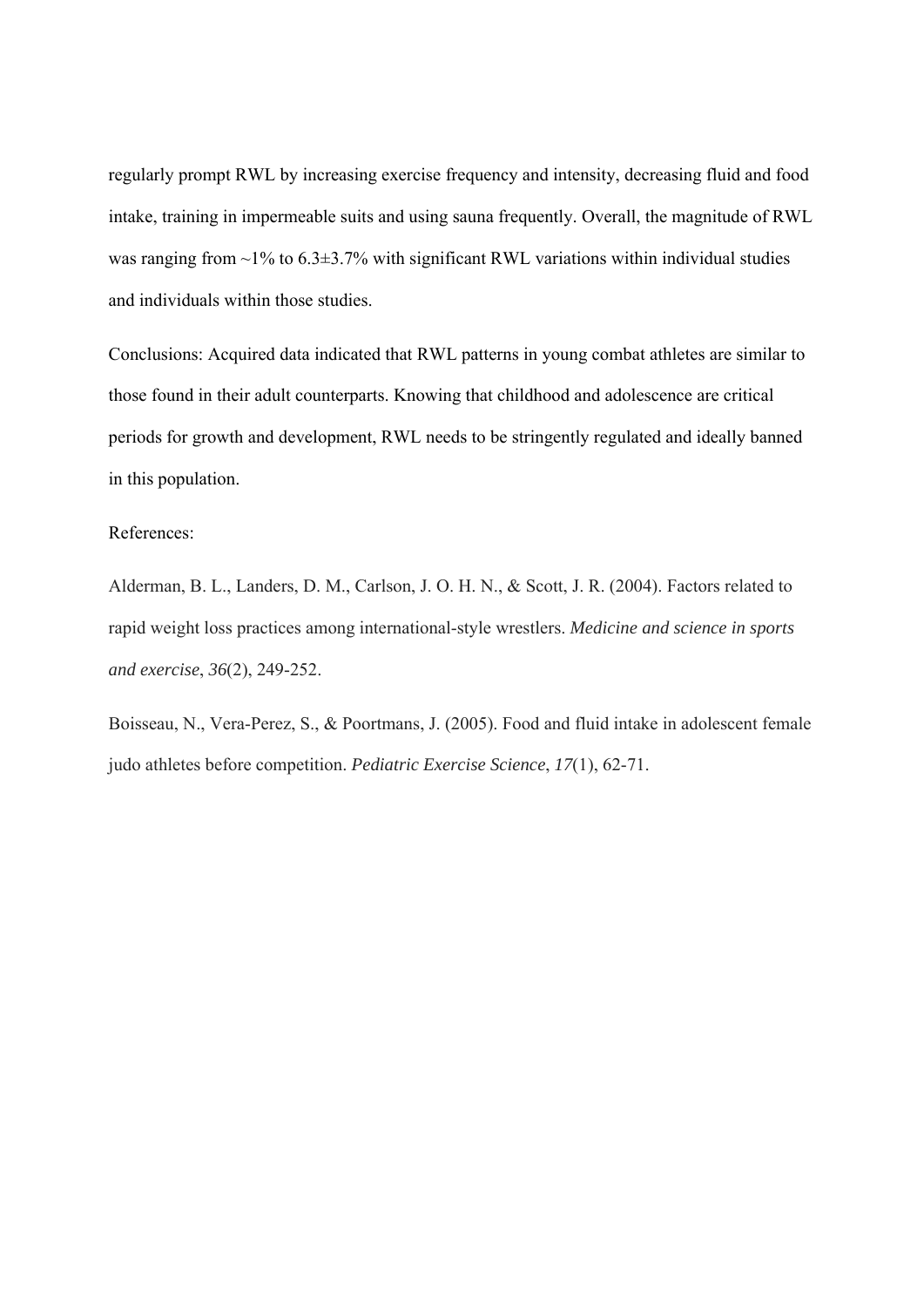regularly prompt RWL by increasing exercise frequency and intensity, decreasing fluid and food intake, training in impermeable suits and using sauna frequently. Overall, the magnitude of RWL was ranging from ~1% to 6.3±3.7% with significant RWL variations within individual studies and individuals within those studies.

Conclusions: Acquired data indicated that RWL patterns in young combat athletes are similar to those found in their adult counterparts. Knowing that childhood and adolescence are critical periods for growth and development, RWL needs to be stringently regulated and ideally banned in this population.

References:

Alderman, B. L., Landers, D. M., Carlson, J. O. H. N., & Scott, J. R. (2004). Factors related to rapid weight loss practices among international-style wrestlers. *Medicine and science in sports and exercise*, *36*(2), 249-252.

Boisseau, N., Vera-Perez, S., & Poortmans, J. (2005). Food and fluid intake in adolescent female judo athletes before competition. *Pediatric Exercise Science*, *17*(1), 62-71.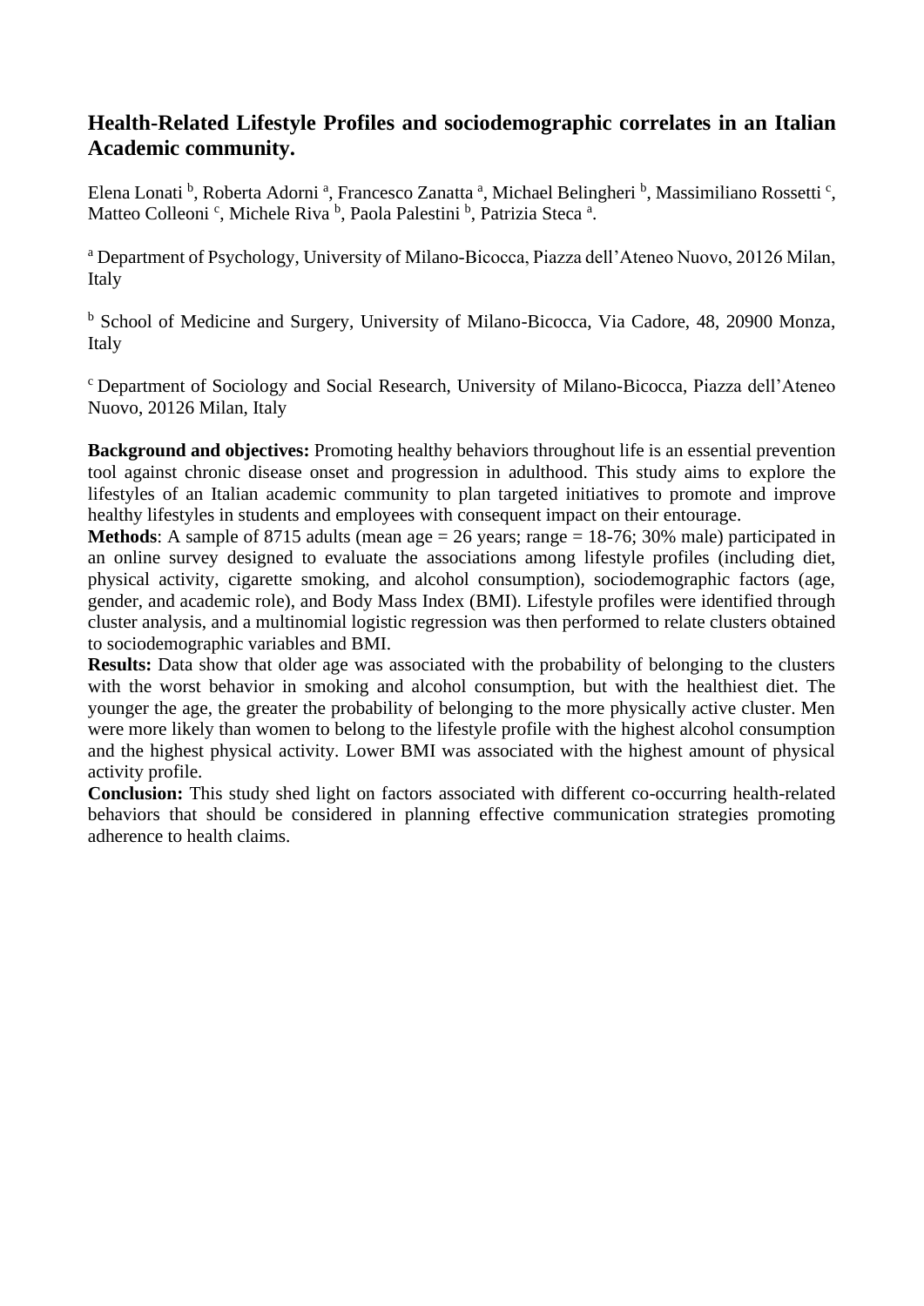## Health-Related Lifestyle Profiles and sociodemographic correlates in an Italian Academic community.

Elena Lonati [b], Roberta Adorni [a], Francesco Zanatta [a], Michael Belingheri [b], Massimiliano Rossetti [c], Matteo Colleoni [c], Michele Riva [b], Paola Palestini [b], Patrizia Steca [a].

[a] Department of Psychology, University of Milano-Bicocca, Piazza dell'Ateneo Nuovo, 20126 Milan, Italy

[b] School of Medicine and Surgery, University of Milano-Bicocca, Via Cadore, 48, 20900 Monza, Italy

[c] Department of Sociology and Social Research, University of Milano-Bicocca, Piazza dell'Ateneo Nuovo, 20126 Milan, Italy

**Background and objectives:** Promoting healthy behaviors throughout life is an essential prevention tool against chronic disease onset and progression in adulthood. This study aims to explore the lifestyles of an Italian academic community to plan targeted initiatives to promote and improve healthy lifestyles in students and employees with consequent impact on their entourage.

**Methods**: A sample of 8715 adults (mean age = 26 years; range = 18-76; 30% male) participated in an online survey designed to evaluate the associations among lifestyle profiles (including diet, physical activity, cigarette smoking, and alcohol consumption), sociodemographic factors (age, gender, and academic role), and Body Mass Index (BMI). Lifestyle profiles were identified through cluster analysis, and a multinomial logistic regression was then performed to relate clusters obtained to sociodemographic variables and BMI.

**Results:** Data show that older age was associated with the probability of belonging to the clusters with the worst behavior in smoking and alcohol consumption, but with the healthiest diet. The younger the age, the greater the probability of belonging to the more physically active cluster. Men were more likely than women to belong to the lifestyle profile with the highest alcohol consumption and the highest physical activity. Lower BMI was associated with the highest amount of physical activity profile.

**Conclusion:** This study shed light on factors associated with different co-occurring health-related behaviors that should be considered in planning effective communication strategies promoting adherence to health claims.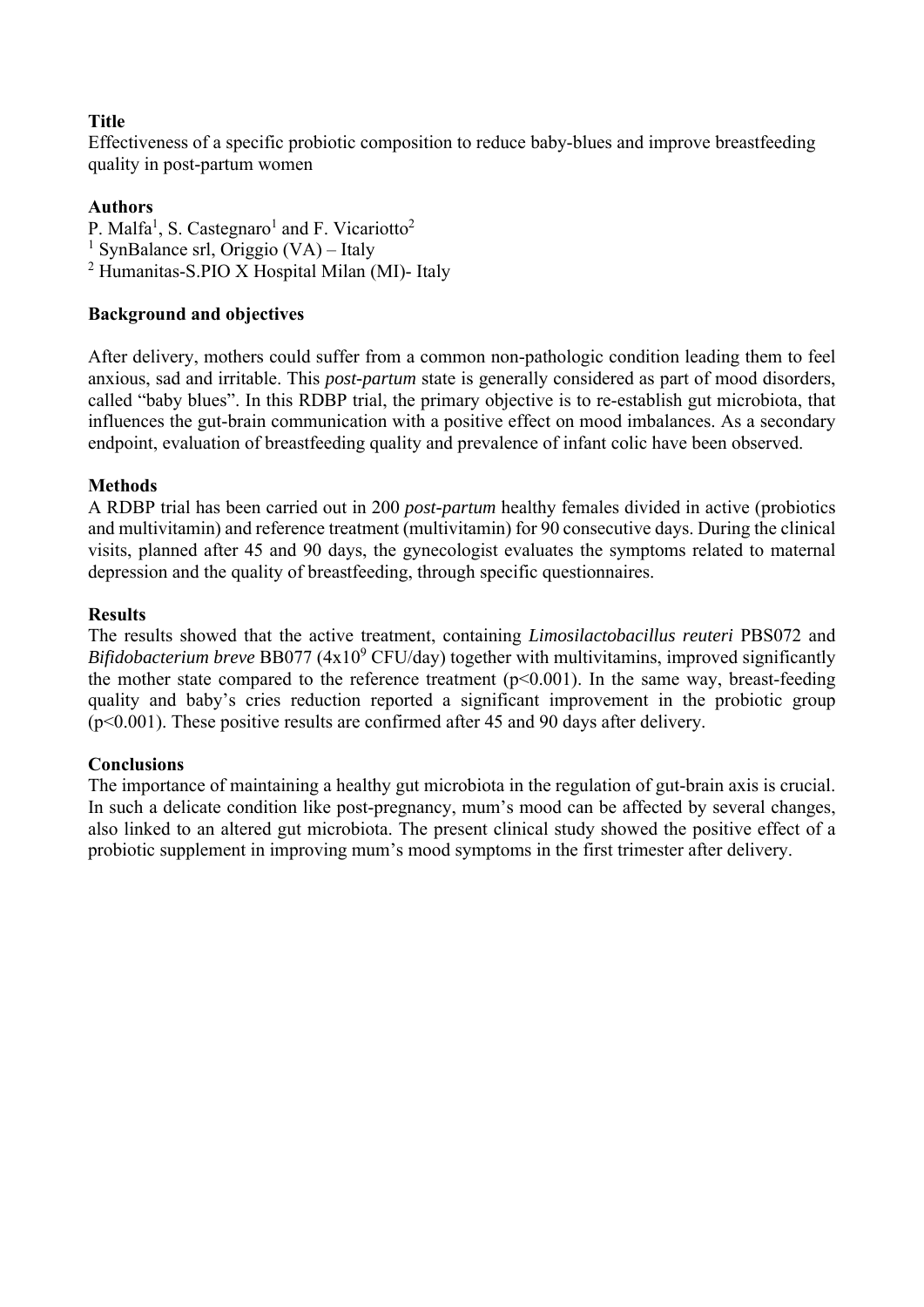**Title**

Effectiveness of a specific probiotic composition to reduce baby-blues and improve breastfeeding quality in post-partum women

**Authors**

P. Malfa[1], S. Castegnaro[1] and F. Vicariotto[2]

[1] SynBalance srl, Origgio (VA) – Italy

[2] Humanitas-S.PIO X Hospital Milan (MI)- Italy

**Background and objectives**

After delivery, mothers could suffer from a common non-pathologic condition leading them to feel anxious, sad and irritable. This *post-partum* state is generally considered as part of mood disorders, called "baby blues". In this RDBP trial, the primary objective is to re-establish gut microbiota, that influences the gut-brain communication with a positive effect on mood imbalances. As a secondary endpoint, evaluation of breastfeeding quality and prevalence of infant colic have been observed.

**Methods**

A RDBP trial has been carried out in 200 *post-partum* healthy females divided in active (probiotics and multivitamin) and reference treatment (multivitamin) for 90 consecutive days. During the clinical visits, planned after 45 and 90 days, the gynecologist evaluates the symptoms related to maternal depression and the quality of breastfeeding, through specific questionnaires.

**Results**

The results showed that the active treatment, containing *Limosilactobacillus reuteri* PBS072 and *Bifidobacterium breve* BB077 ($4x10^9$ CFU/day) together with multivitamins, improved significantly the mother state compared to the reference treatment ($p<0.001$). In the same way, breast-feeding quality and baby's cries reduction reported a significant improvement in the probiotic group ($p<0.001$). These positive results are confirmed after 45 and 90 days after delivery.

**Conclusions**

The importance of maintaining a healthy gut microbiota in the regulation of gut-brain axis is crucial. In such a delicate condition like post-pregnancy, mum's mood can be affected by several changes, also linked to an altered gut microbiota. The present clinical study showed the positive effect of a probiotic supplement in improving mum's mood symptoms in the first trimester after delivery.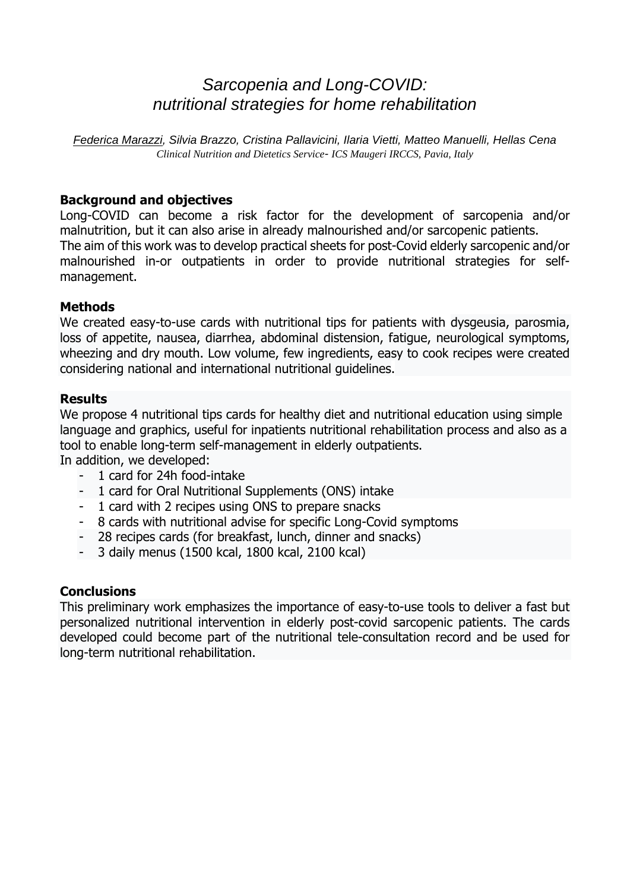# *Sarcopenia and Long-COVID: nutritional strategies for home rehabilitation*

*Federica Marazzi, Silvia Brazzo, Cristina Pallavicini, Ilaria Vietti, Matteo Manuelli, Hellas Cena*

*Clinical Nutrition and Dietetics Service- ICS Maugeri IRCCS, Pavia, Italy*

**Background and objectives**

Long-COVID can become a risk factor for the development of sarcopenia and/or malnutrition, but it can also arise in already malnourished and/or sarcopenic patients.

The aim of this work was to develop practical sheets for post-Covid elderly sarcopenic and/or malnourished in-or outpatients in order to provide nutritional strategies for self-management.

**Methods**

We created easy-to-use cards with nutritional tips for patients with dysgeusia, parosmia, loss of appetite, nausea, diarrhea, abdominal distension, fatigue, neurological symptoms, wheezing and dry mouth. Low volume, few ingredients, easy to cook recipes were created considering national and international nutritional guidelines.

**Results**

We propose 4 nutritional tips cards for healthy diet and nutritional education using simple language and graphics, useful for inpatients nutritional rehabilitation process and also as a tool to enable long-term self-management in elderly outpatients.

In addition, we developed:

- 1 card for 24h food-intake
- 1 card for Oral Nutritional Supplements (ONS) intake
- 1 card with 2 recipes using ONS to prepare snacks
- 8 cards with nutritional advise for specific Long-Covid symptoms
- 28 recipes cards (for breakfast, lunch, dinner and snacks)
- 3 daily menus (1500 kcal, 1800 kcal, 2100 kcal)

**Conclusions**

This preliminary work emphasizes the importance of easy-to-use tools to deliver a fast but personalized nutritional intervention in elderly post-covid sarcopenic patients. The cards developed could become part of the nutritional tele-consultation record and be used for long-term nutritional rehabilitation.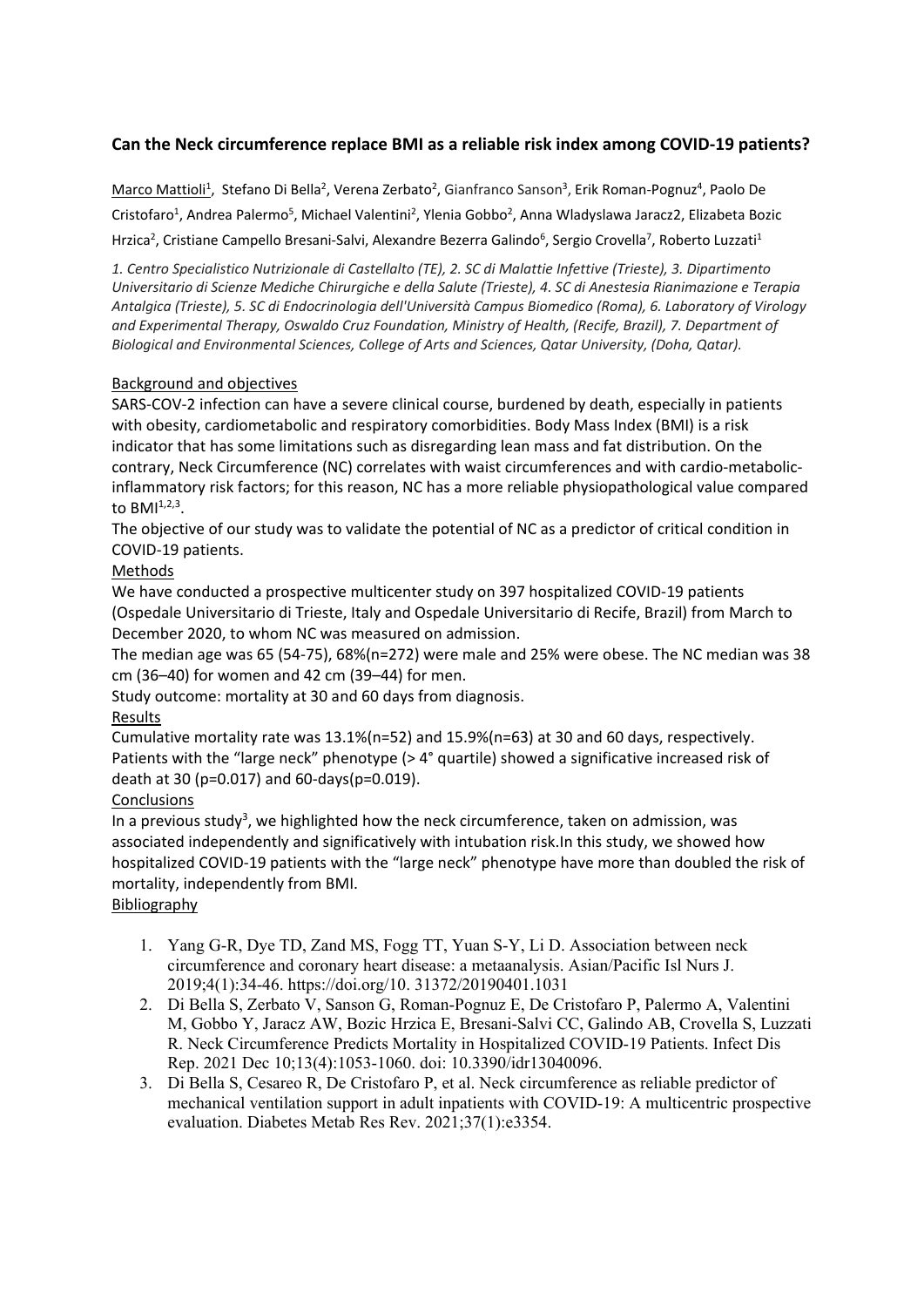## Can the Neck circumference replace BMI as a reliable risk index among COVID-19 patients?

Marco Mattioli[1], Stefano Di Bella[2], Verena Zerbato[2], Gianfranco Sanson[3], Erik Roman-Pognuz[4], Paolo De Cristofaro[1], Andrea Palermo[5], Michael Valentini[2], Ylenia Gobbo[2], Anna Wladyslawa Jaracz2, Elizabeta Bozic Hrzica[2], Cristiane Campello Bresani-Salvi, Alexandre Bezerra Galindo[6], Sergio Crovella[7], Roberto Luzzati[1]

*1. Centro Specialistico Nutrizionale di Castellalto (TE), 2. SC di Malattie Infettive (Trieste), 3. Dipartimento Universitario di Scienze Mediche Chirurgiche e della Salute (Trieste), 4. SC di Anestesia Rianimazione e Terapia Antalgica (Trieste), 5. SC di Endocrinologia dell'Università Campus Biomedico (Roma), 6. Laboratory of Virology and Experimental Therapy, Oswaldo Cruz Foundation, Ministry of Health, (Recife, Brazil), 7. Department of Biological and Environmental Sciences, College of Arts and Sciences, Qatar University, (Doha, Qatar).*

### Background and objectives

SARS-COV-2 infection can have a severe clinical course, burdened by death, especially in patients with obesity, cardiometabolic and respiratory comorbidities. Body Mass Index (BMI) is a risk indicator that has some limitations such as disregarding lean mass and fat distribution. On the contrary, Neck Circumference (NC) correlates with waist circumferences and with cardio-metabolic-inflammatory risk factors; for this reason, NC has a more reliable physiopathological value compared to BMI[1,2,3].

The objective of our study was to validate the potential of NC as a predictor of critical condition in COVID-19 patients.

### Methods

We have conducted a prospective multicenter study on 397 hospitalized COVID-19 patients (Ospedale Universitario di Trieste, Italy and Ospedale Universitario di Recife, Brazil) from March to December 2020, to whom NC was measured on admission.

The median age was 65 (54-75), 68%(n=272) were male and 25% were obese. The NC median was 38 cm (36–40) for women and 42 cm (39–44) for men.

Study outcome: mortality at 30 and 60 days from diagnosis.

### Results

Cumulative mortality rate was 13.1%(n=52) and 15.9%(n=63) at 30 and 60 days, respectively. Patients with the "large neck" phenotype (> 4° quartile) showed a significative increased risk of death at 30 (p=0.017) and 60-days(p=0.019).

### Conclusions

In a previous study[3], we highlighted how the neck circumference, taken on admission, was associated independently and significatively with intubation risk.In this study, we showed how hospitalized COVID-19 patients with the "large neck" phenotype have more than doubled the risk of mortality, independently from BMI.

### Bibliography

1. Yang G-R, Dye TD, Zand MS, Fogg TT, Yuan S-Y, Li D. Association between neck circumference and coronary heart disease: a metaanalysis. Asian/Pacific Isl Nurs J. 2019;4(1):34-46. https://doi.org/10. 31372/20190401.1031
2. Di Bella S, Zerbato V, Sanson G, Roman-Pognuz E, De Cristofaro P, Palermo A, Valentini M, Gobbo Y, Jaracz AW, Bozic Hrzica E, Bresani-Salvi CC, Galindo AB, Crovella S, Luzzati R. Neck Circumference Predicts Mortality in Hospitalized COVID-19 Patients. Infect Dis Rep. 2021 Dec 10;13(4):1053-1060. doi: 10.3390/idr13040096.
3. Di Bella S, Cesareo R, De Cristofaro P, et al. Neck circumference as reliable predictor of mechanical ventilation support in adult inpatients with COVID-19: A multicentric prospective evaluation. Diabetes Metab Res Rev. 2021;37(1):e3354.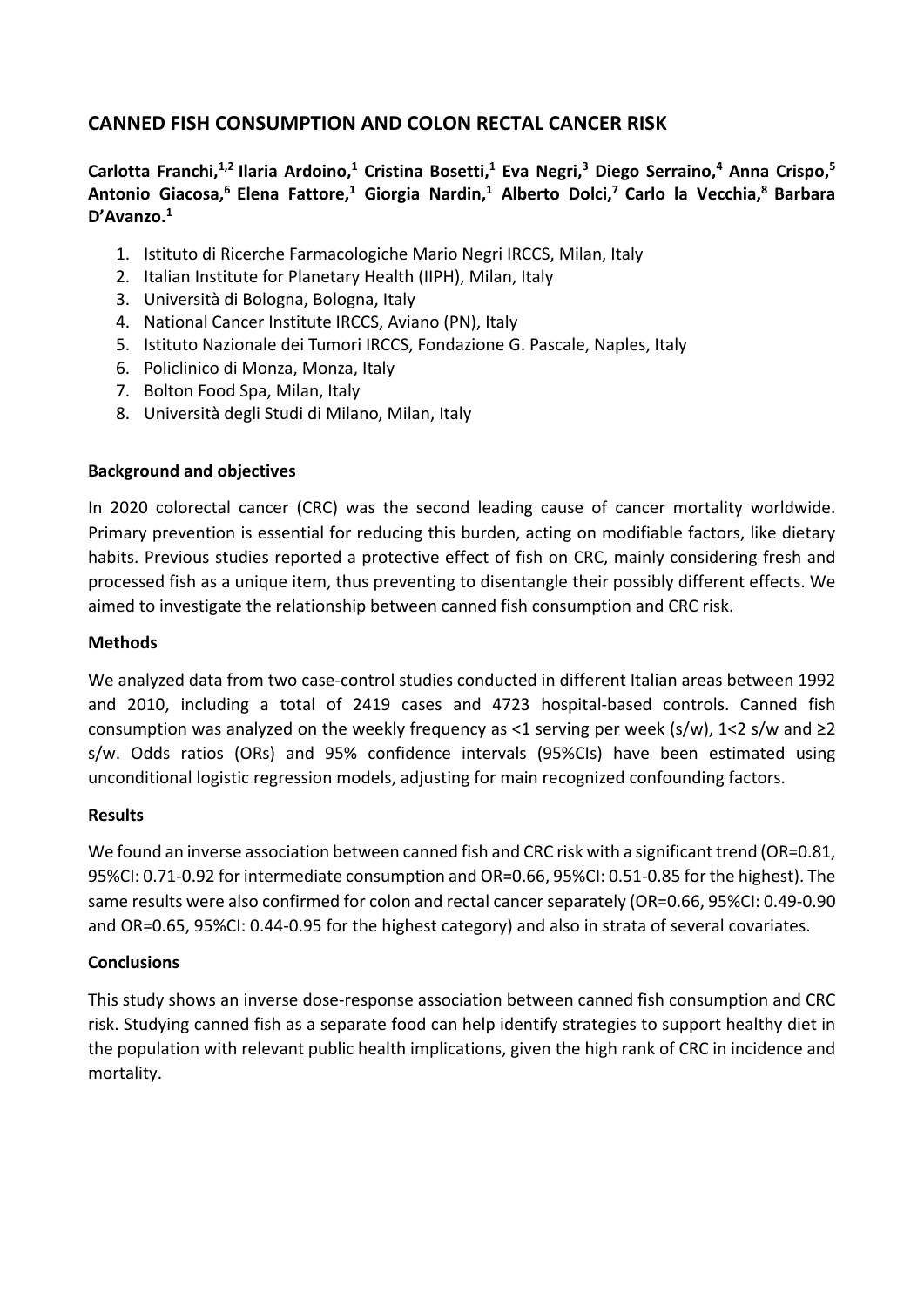## CANNED FISH CONSUMPTION AND COLON RECTAL CANCER RISK

**Carlotta Franchi,[1,2] Ilaria Ardoino,[1] Cristina Bosetti,[1] Eva Negri,[3] Diego Serraino,[4] Anna Crispo,[5] Antonio Giacosa,[6] Elena Fattore,[1] Giorgia Nardin,[1] Alberto Dolci,[7] Carlo la Vecchia,[8] Barbara D'Avanzo.[1]**

1. Istituto di Ricerche Farmacologiche Mario Negri IRCCS, Milan, Italy
2. Italian Institute for Planetary Health (IIPH), Milan, Italy
3. Università di Bologna, Bologna, Italy
4. National Cancer Institute IRCCS, Aviano (PN), Italy
5. Istituto Nazionale dei Tumori IRCCS, Fondazione G. Pascale, Naples, Italy
6. Policlinico di Monza, Monza, Italy
7. Bolton Food Spa, Milan, Italy
8. Università degli Studi di Milano, Milan, Italy

### Background and objectives

In 2020 colorectal cancer (CRC) was the second leading cause of cancer mortality worldwide. Primary prevention is essential for reducing this burden, acting on modifiable factors, like dietary habits. Previous studies reported a protective effect of fish on CRC, mainly considering fresh and processed fish as a unique item, thus preventing to disentangle their possibly different effects. We aimed to investigate the relationship between canned fish consumption and CRC risk.

### Methods

We analyzed data from two case-control studies conducted in different Italian areas between 1992 and 2010, including a total of 2419 cases and 4723 hospital-based controls. Canned fish consumption was analyzed on the weekly frequency as <1 serving per week (s/w), 1<2 s/w and ≥2 s/w. Odds ratios (ORs) and 95% confidence intervals (95%CIs) have been estimated using unconditional logistic regression models, adjusting for main recognized confounding factors.

### Results

We found an inverse association between canned fish and CRC risk with a significant trend (OR=0.81, 95%CI: 0.71-0.92 for intermediate consumption and OR=0.66, 95%CI: 0.51-0.85 for the highest). The same results were also confirmed for colon and rectal cancer separately (OR=0.66, 95%CI: 0.49-0.90 and OR=0.65, 95%CI: 0.44-0.95 for the highest category) and also in strata of several covariates.

### Conclusions

This study shows an inverse dose-response association between canned fish consumption and CRC risk. Studying canned fish as a separate food can help identify strategies to support healthy diet in the population with relevant public health implications, given the high rank of CRC in incidence and mortality.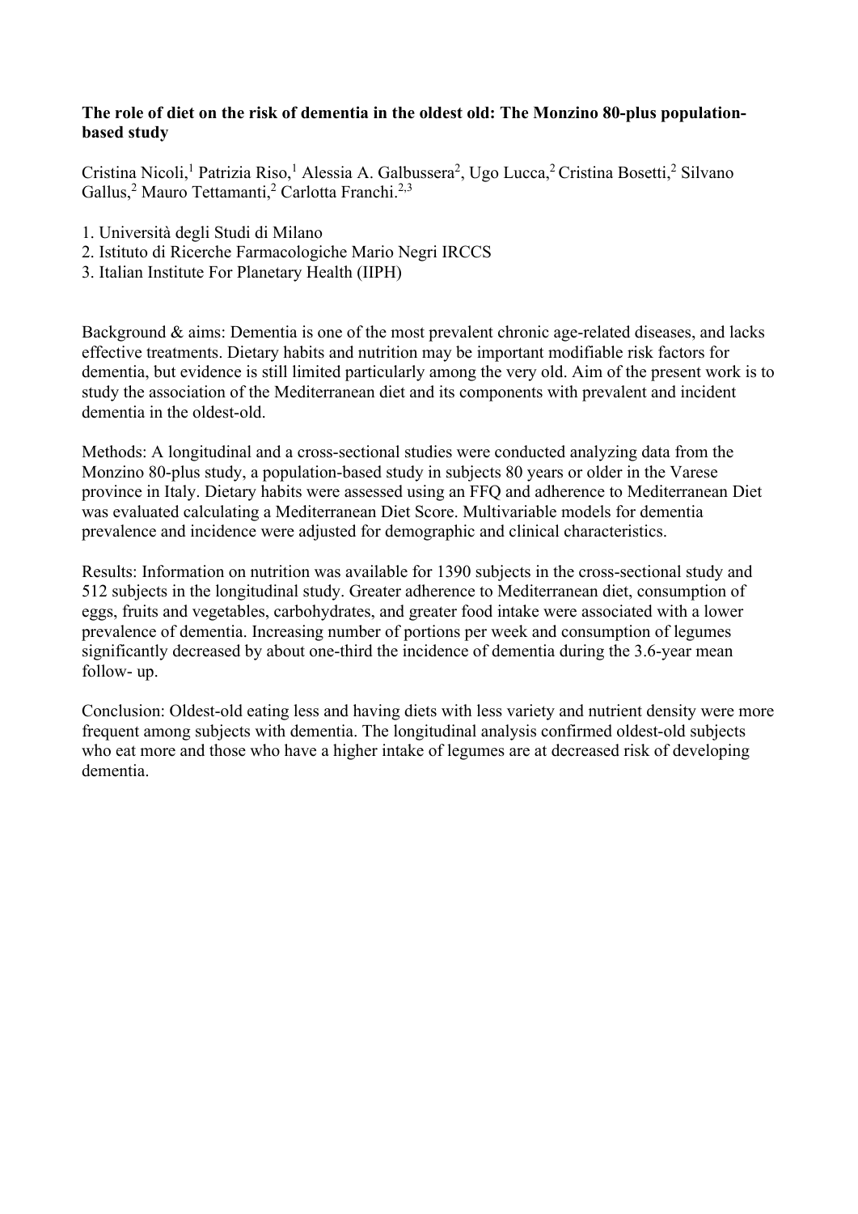**The role of diet on the risk of dementia in the oldest old: The Monzino 80-plus population-based study**

Cristina Nicoli,[1] Patrizia Riso,[1] Alessia A. Galbussera[2], Ugo Lucca,[2] Cristina Bosetti,[2] Silvano Gallus,[2] Mauro Tettamanti,[2] Carlotta Franchi.[2,3]

1. Università degli Studi di Milano
2. Istituto di Ricerche Farmacologiche Mario Negri IRCCS
3. Italian Institute For Planetary Health (IIPH)

Background & aims: Dementia is one of the most prevalent chronic age-related diseases, and lacks effective treatments. Dietary habits and nutrition may be important modifiable risk factors for dementia, but evidence is still limited particularly among the very old. Aim of the present work is to study the association of the Mediterranean diet and its components with prevalent and incident dementia in the oldest-old.

Methods: A longitudinal and a cross-sectional studies were conducted analyzing data from the Monzino 80-plus study, a population-based study in subjects 80 years or older in the Varese province in Italy. Dietary habits were assessed using an FFQ and adherence to Mediterranean Diet was evaluated calculating a Mediterranean Diet Score. Multivariable models for dementia prevalence and incidence were adjusted for demographic and clinical characteristics.

Results: Information on nutrition was available for 1390 subjects in the cross-sectional study and 512 subjects in the longitudinal study. Greater adherence to Mediterranean diet, consumption of eggs, fruits and vegetables, carbohydrates, and greater food intake were associated with a lower prevalence of dementia. Increasing number of portions per week and consumption of legumes significantly decreased by about one-third the incidence of dementia during the 3.6-year mean follow- up.

Conclusion: Oldest-old eating less and having diets with less variety and nutrient density were more frequent among subjects with dementia. The longitudinal analysis confirmed oldest-old subjects who eat more and those who have a higher intake of legumes are at decreased risk of developing dementia.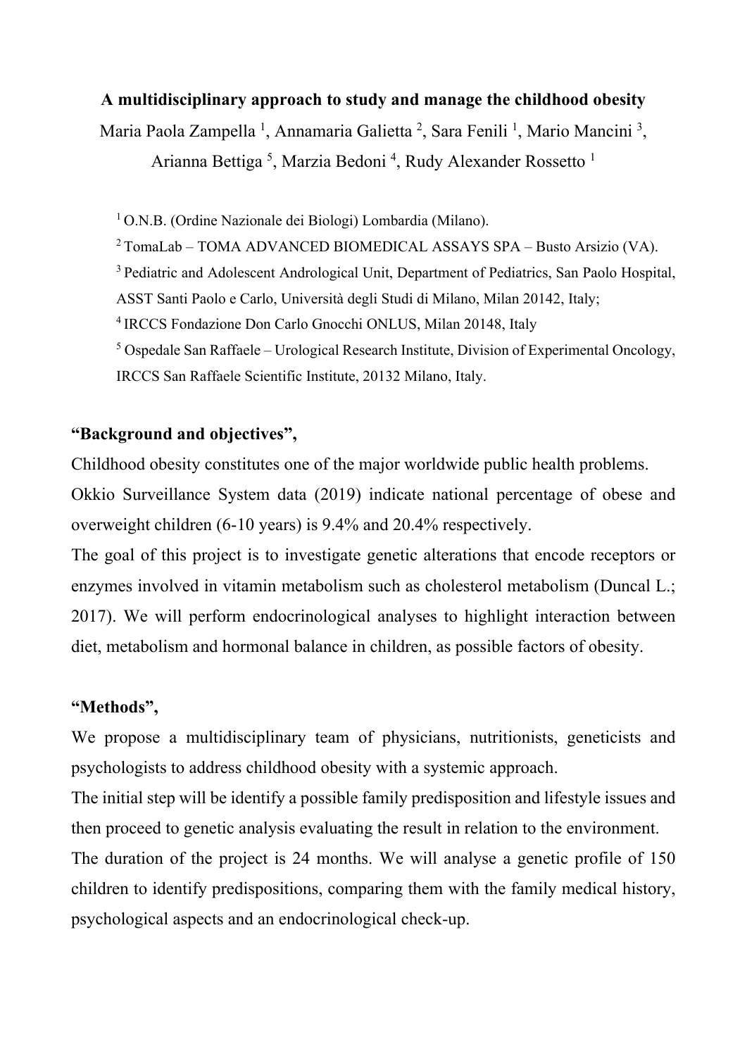**A multidisciplinary approach to study and manage the childhood obesity**

Maria Paola Zampella [1], Annamaria Galietta [2], Sara Fenili [1], Mario Mancini [3], Arianna Bettiga [5], Marzia Bedoni [4], Rudy Alexander Rossetto [1]

[1] O.N.B. (Ordine Nazionale dei Biologi) Lombardia (Milano).

[2] TomaLab – TOMA ADVANCED BIOMEDICAL ASSAYS SPA – Busto Arsizio (VA).

[3] Pediatric and Adolescent Andrological Unit, Department of Pediatrics, San Paolo Hospital, ASST Santi Paolo e Carlo, Università degli Studi di Milano, Milan 20142, Italy;

[4] IRCCS Fondazione Don Carlo Gnocchi ONLUS, Milan 20148, Italy

[5] Ospedale San Raffaele – Urological Research Institute, Division of Experimental Oncology, IRCCS San Raffaele Scientific Institute, 20132 Milano, Italy.

**"Background and objectives",**

Childhood obesity constitutes one of the major worldwide public health problems.

Okkio Surveillance System data (2019) indicate national percentage of obese and overweight children (6-10 years) is 9.4% and 20.4% respectively.

The goal of this project is to investigate genetic alterations that encode receptors or enzymes involved in vitamin metabolism such as cholesterol metabolism (Duncal L.; 2017). We will perform endocrinological analyses to highlight interaction between diet, metabolism and hormonal balance in children, as possible factors of obesity.

**"Methods",**

We propose a multidisciplinary team of physicians, nutritionists, geneticists and psychologists to address childhood obesity with a systemic approach.

The initial step will be identify a possible family predisposition and lifestyle issues and then proceed to genetic analysis evaluating the result in relation to the environment.

The duration of the project is 24 months. We will analyse a genetic profile of 150 children to identify predispositions, comparing them with the family medical history, psychological aspects and an endocrinological check-up.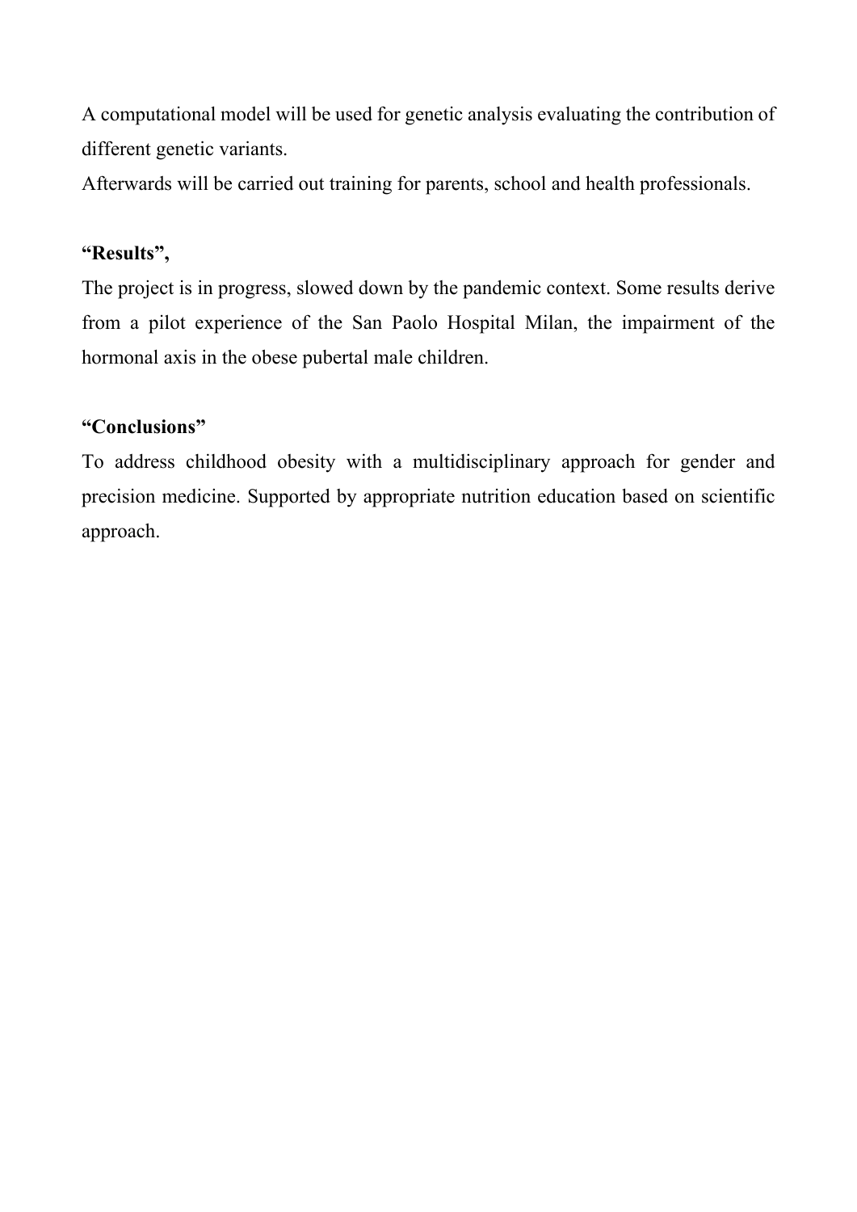A computational model will be used for genetic analysis evaluating the contribution of different genetic variants.

Afterwards will be carried out training for parents, school and health professionals.

**“Results”,**

The project is in progress, slowed down by the pandemic context. Some results derive from a pilot experience of the San Paolo Hospital Milan, the impairment of the hormonal axis in the obese pubertal male children.

**“Conclusions”**

To address childhood obesity with a multidisciplinary approach for gender and precision medicine. Supported by appropriate nutrition education based on scientific approach.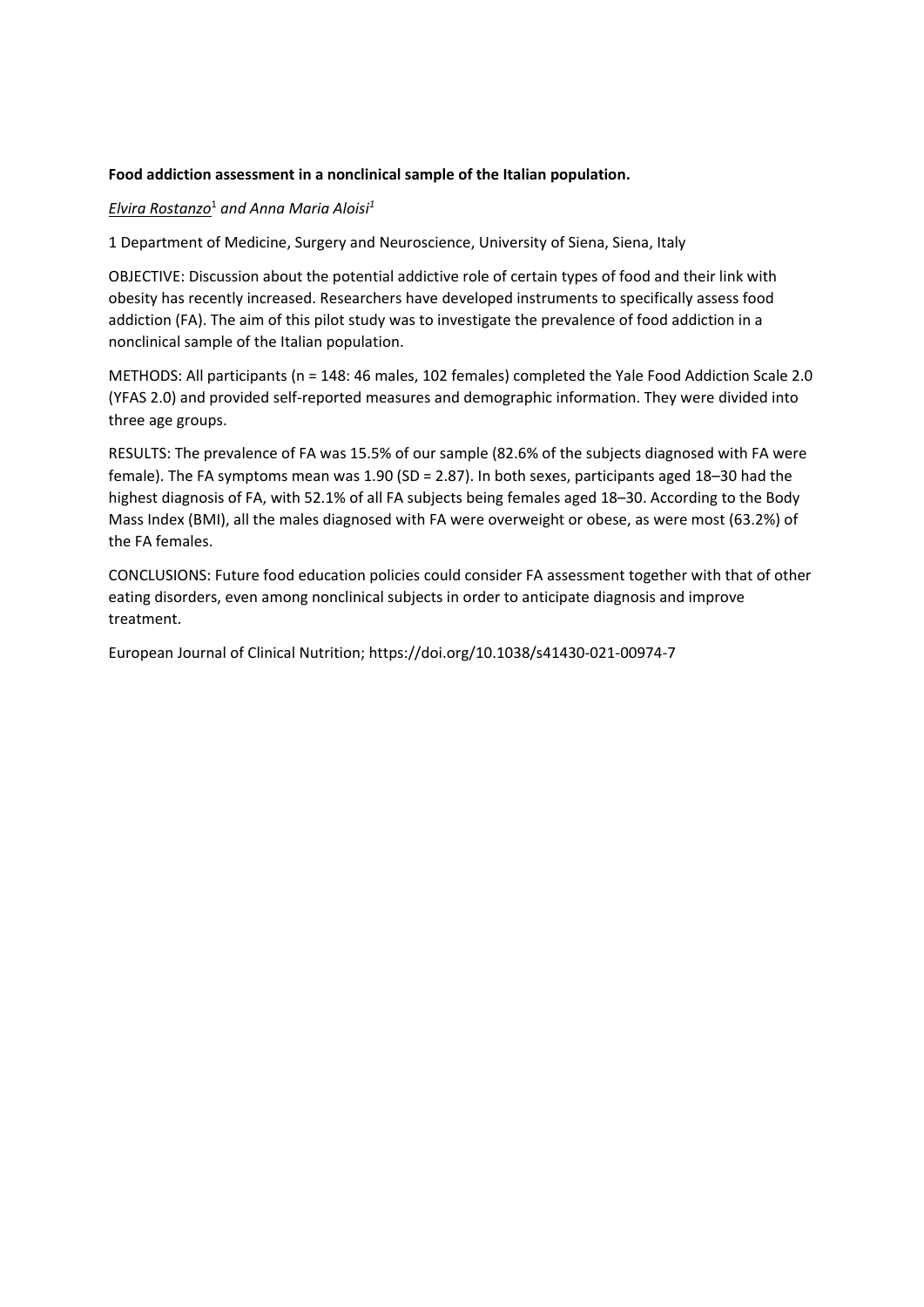**Food addiction assessment in a nonclinical sample of the Italian population.**

*Elvira Rostanzo*[1] *and Anna Maria Aloisi*[1]

1 Department of Medicine, Surgery and Neuroscience, University of Siena, Siena, Italy

OBJECTIVE: Discussion about the potential addictive role of certain types of food and their link with obesity has recently increased. Researchers have developed instruments to specifically assess food addiction (FA). The aim of this pilot study was to investigate the prevalence of food addiction in a nonclinical sample of the Italian population.

METHODS: All participants (n = 148: 46 males, 102 females) completed the Yale Food Addiction Scale 2.0 (YFAS 2.0) and provided self-reported measures and demographic information. They were divided into three age groups.

RESULTS: The prevalence of FA was 15.5% of our sample (82.6% of the subjects diagnosed with FA were female). The FA symptoms mean was 1.90 (SD = 2.87). In both sexes, participants aged 18–30 had the highest diagnosis of FA, with 52.1% of all FA subjects being females aged 18–30. According to the Body Mass Index (BMI), all the males diagnosed with FA were overweight or obese, as were most (63.2%) of the FA females.

CONCLUSIONS: Future food education policies could consider FA assessment together with that of other eating disorders, even among nonclinical subjects in order to anticipate diagnosis and improve treatment.

European Journal of Clinical Nutrition; https://doi.org/10.1038/s41430-021-00974-7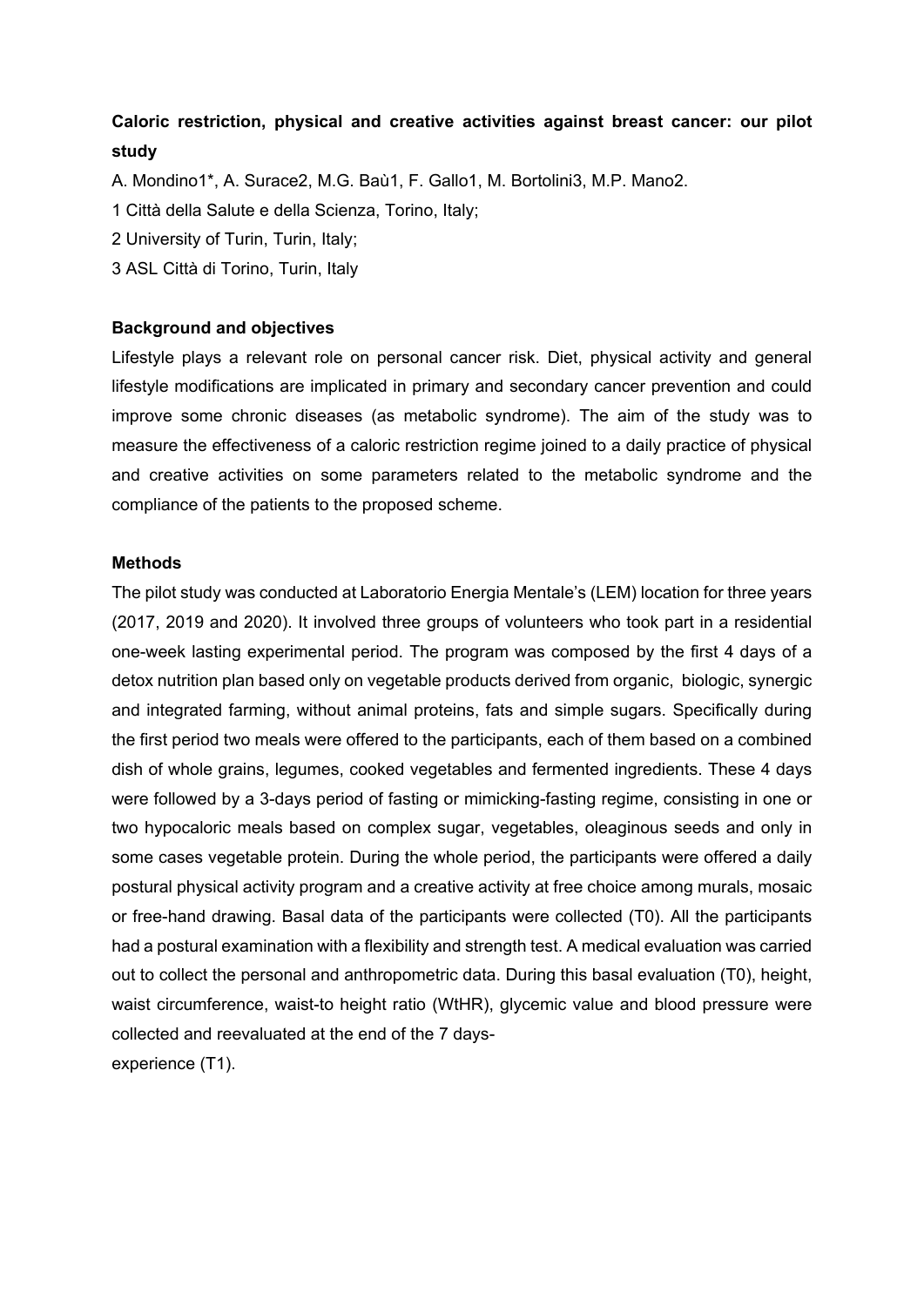**Caloric restriction, physical and creative activities against breast cancer: our pilot study**

A. Mondino[1]*, A. Surace[2], M.G. Baù[1], F. Gallo[1], M. Bortolini[3], M.P. Mano[2].

[1] Città della Salute e della Scienza, Torino, Italy;

[2] University of Turin, Turin, Italy;

[3] ASL Città di Torino, Turin, Italy

**Background and objectives**

Lifestyle plays a relevant role on personal cancer risk. Diet, physical activity and general lifestyle modifications are implicated in primary and secondary cancer prevention and could improve some chronic diseases (as metabolic syndrome). The aim of the study was to measure the effectiveness of a caloric restriction regime joined to a daily practice of physical and creative activities on some parameters related to the metabolic syndrome and the compliance of the patients to the proposed scheme.

**Methods**

The pilot study was conducted at Laboratorio Energia Mentale's (LEM) location for three years (2017, 2019 and 2020). It involved three groups of volunteers who took part in a residential one-week lasting experimental period. The program was composed by the first 4 days of a detox nutrition plan based only on vegetable products derived from organic, biologic, synergic and integrated farming, without animal proteins, fats and simple sugars. Specifically during the first period two meals were offered to the participants, each of them based on a combined dish of whole grains, legumes, cooked vegetables and fermented ingredients. These 4 days were followed by a 3-days period of fasting or mimicking-fasting regime, consisting in one or two hypocaloric meals based on complex sugar, vegetables, oleaginous seeds and only in some cases vegetable protein. During the whole period, the participants were offered a daily postural physical activity program and a creative activity at free choice among murals, mosaic or free-hand drawing. Basal data of the participants were collected (T0). All the participants had a postural examination with a flexibility and strength test. A medical evaluation was carried out to collect the personal and anthropometric data. During this basal evaluation (T0), height, waist circumference, waist-to height ratio (WtHR), glycemic value and blood pressure were collected and reevaluated at the end of the 7 days-
experience (T1).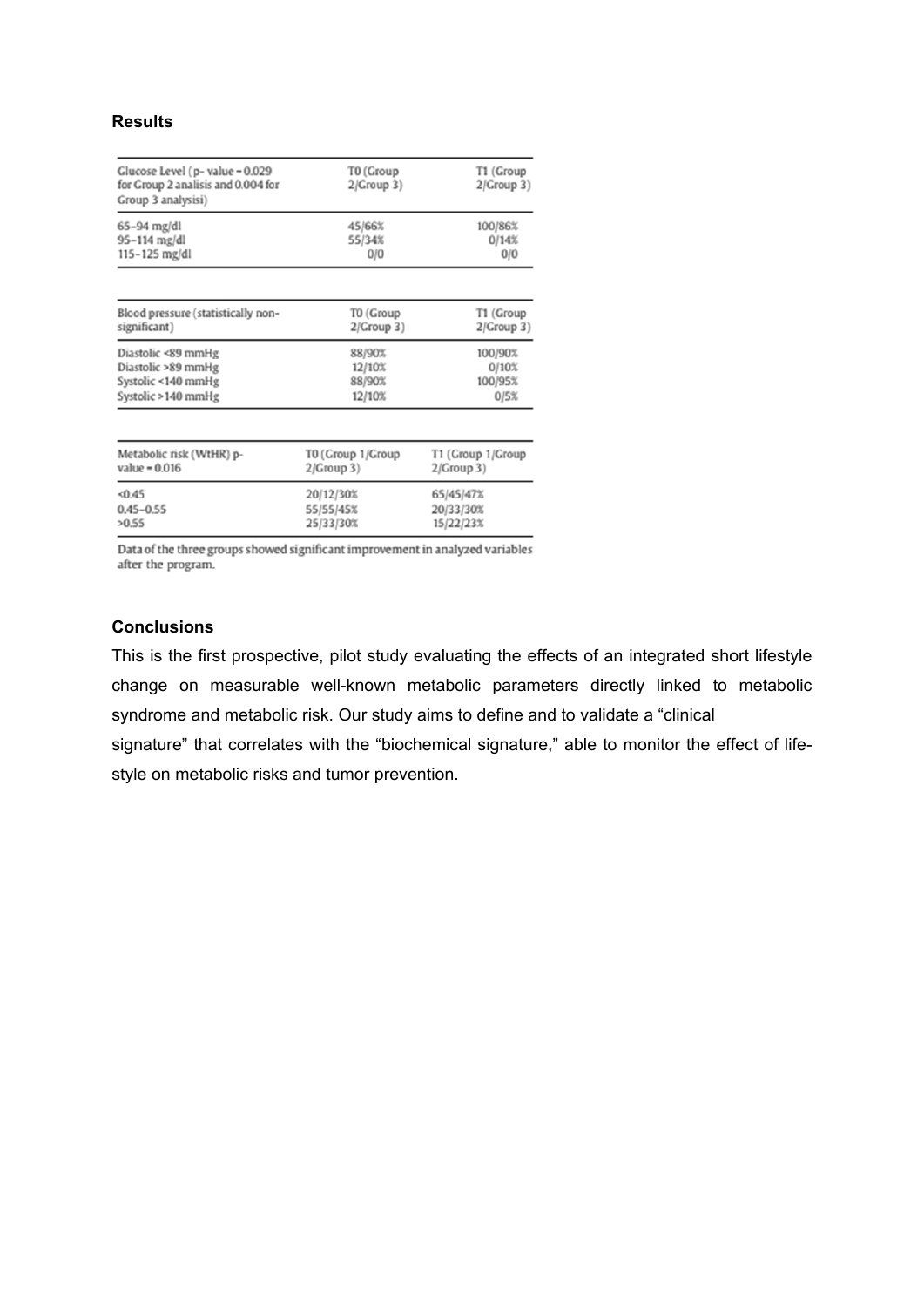**Results**

| Glucose Level (p- value = 0.029 for Group 2 analisis and 0.004 for Group 3 analysisi) | T0 (Group 2/Group 3) | T1 (Group 2/Group 3) |
|---|---|---|
| 65–94 mg/dl | 45/66% | 100/86% |
| 95–114 mg/dl | 55/34% | 0/14% |
| 115–125 mg/dl | 0/0 | 0/0 |

| Blood pressure (statistically non-significant) | T0 (Group 2/Group 3) | T1 (Group 2/Group 3) |
|---|---|---|
| Diastolic <89 mmHg | 88/90% | 100/90% |
| Diastolic >89 mmHg | 12/10% | 0/10% |
| Systolic <140 mmHg | 88/90% | 100/95% |
| Systolic >140 mmHg | 12/10% | 0/5% |

| Metabolic risk (WtHR) p-value = 0.016 | T0 (Group 1/Group 2/Group 3) | T1 (Group 1/Group 2/Group 3) |
|---|---|---|
| <0.45 | 20/12/30% | 65/45/47% |
| 0.45–0.55 | 55/55/45% | 20/33/30% |
| >0.55 | 25/33/30% | 15/22/23% |

Data of the three groups showed significant improvement in analyzed variables after the program.

**Conclusions**

This is the first prospective, pilot study evaluating the effects of an integrated short lifestyle change on measurable well-known metabolic parameters directly linked to metabolic syndrome and metabolic risk. Our study aims to define and to validate a "clinical signature" that correlates with the "biochemical signature," able to monitor the effect of life-style on metabolic risks and tumor prevention.